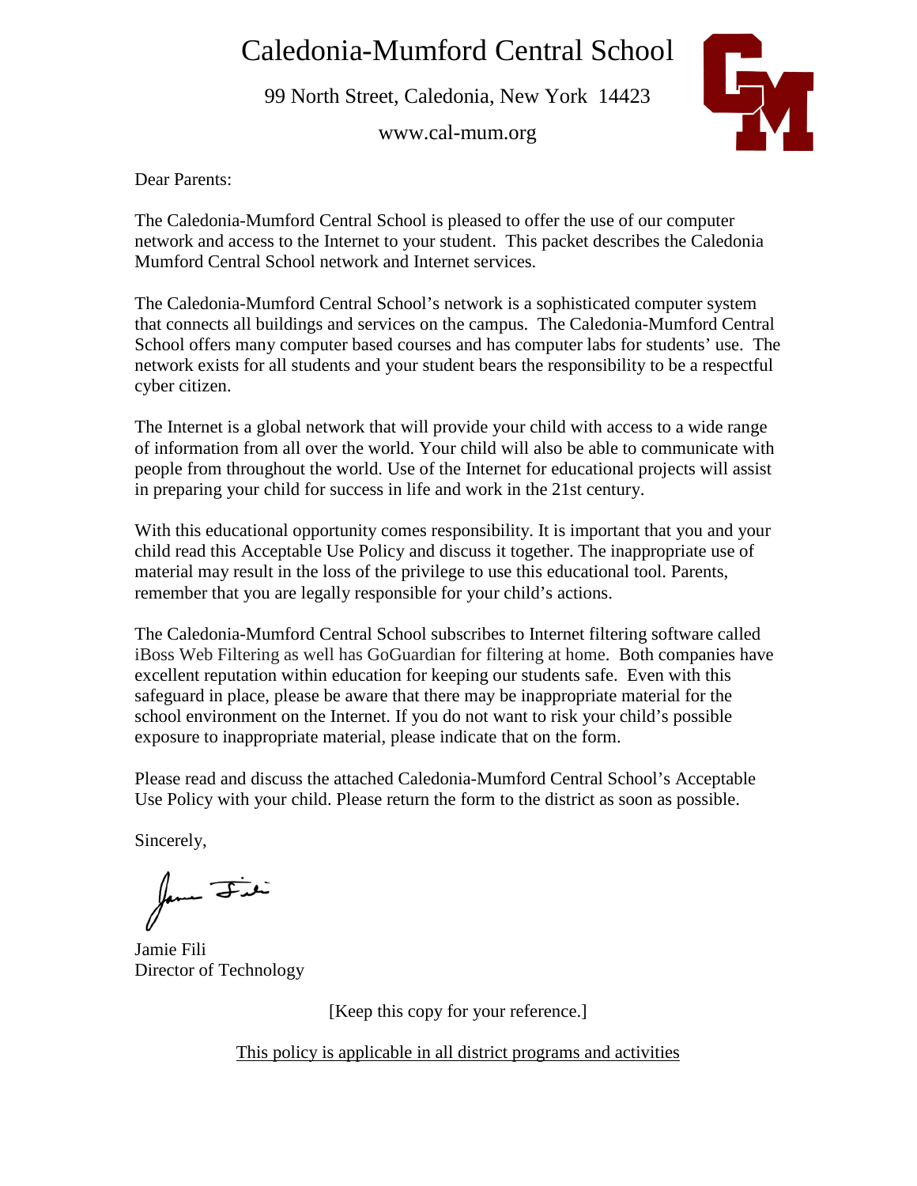# Caledonia-Mumford Central School

99 North Street, Caledonia, New York 14423

www.cal-mum.org

Dear Parents:

The Caledonia-Mumford Central School is pleased to offer the use of our computer network and access to the Internet to your student. This packet describes the Caledonia Mumford Central School network and Internet services.

The Caledonia-Mumford Central School's network is a sophisticated computer system that connects all buildings and services on the campus. The Caledonia-Mumford Central School offers many computer based courses and has computer labs for students' use. The network exists for all students and your student bears the responsibility to be a respectful cyber citizen.

The Internet is a global network that will provide your child with access to a wide range of information from all over the world. Your child will also be able to communicate with people from throughout the world. Use of the Internet for educational projects will assist in preparing your child for success in life and work in the 21st century.

With this educational opportunity comes responsibility. It is important that you and your child read this Acceptable Use Policy and discuss it together. The inappropriate use of material may result in the loss of the privilege to use this educational tool. Parents, remember that you are legally responsible for your child's actions.

The Caledonia-Mumford Central School subscribes to Internet filtering software called iBoss Web Filtering as well has GoGuardian for filtering at home. Both companies have excellent reputation within education for keeping our students safe. Even with this safeguard in place, please be aware that there may be inappropriate material for the school environment on the Internet. If you do not want to risk your child's possible exposure to inappropriate material, please indicate that on the form.

Please read and discuss the attached Caledonia-Mumford Central School's Acceptable Use Policy with your child. Please return the form to the district as soon as possible.

Sincerely,

Jamie Fili
Director of Technology

[Keep this copy for your reference.]

<u>This policy is applicable in all district programs and activities</u>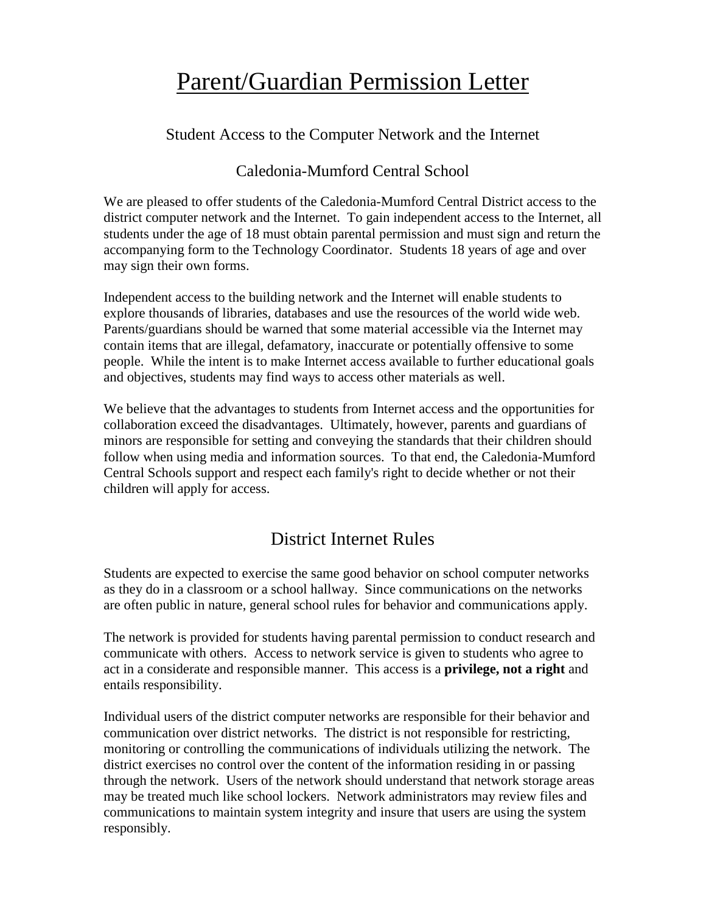# Parent/Guardian Permission Letter

## Student Access to the Computer Network and the Internet

## Caledonia-Mumford Central School

We are pleased to offer students of the Caledonia-Mumford Central District access to the district computer network and the Internet. To gain independent access to the Internet, all students under the age of 18 must obtain parental permission and must sign and return the accompanying form to the Technology Coordinator. Students 18 years of age and over may sign their own forms.

Independent access to the building network and the Internet will enable students to explore thousands of libraries, databases and use the resources of the world wide web. Parents/guardians should be warned that some material accessible via the Internet may contain items that are illegal, defamatory, inaccurate or potentially offensive to some people. While the intent is to make Internet access available to further educational goals and objectives, students may find ways to access other materials as well.

We believe that the advantages to students from Internet access and the opportunities for collaboration exceed the disadvantages. Ultimately, however, parents and guardians of minors are responsible for setting and conveying the standards that their children should follow when using media and information sources. To that end, the Caledonia-Mumford Central Schools support and respect each family's right to decide whether or not their children will apply for access.

## District Internet Rules

Students are expected to exercise the same good behavior on school computer networks as they do in a classroom or a school hallway. Since communications on the networks are often public in nature, general school rules for behavior and communications apply.

The network is provided for students having parental permission to conduct research and communicate with others. Access to network service is given to students who agree to act in a considerate and responsible manner. This access is a **privilege, not a right** and entails responsibility.

Individual users of the district computer networks are responsible for their behavior and communication over district networks. The district is not responsible for restricting, monitoring or controlling the communications of individuals utilizing the network. The district exercises no control over the content of the information residing in or passing through the network. Users of the network should understand that network storage areas may be treated much like school lockers. Network administrators may review files and communications to maintain system integrity and insure that users are using the system responsibly.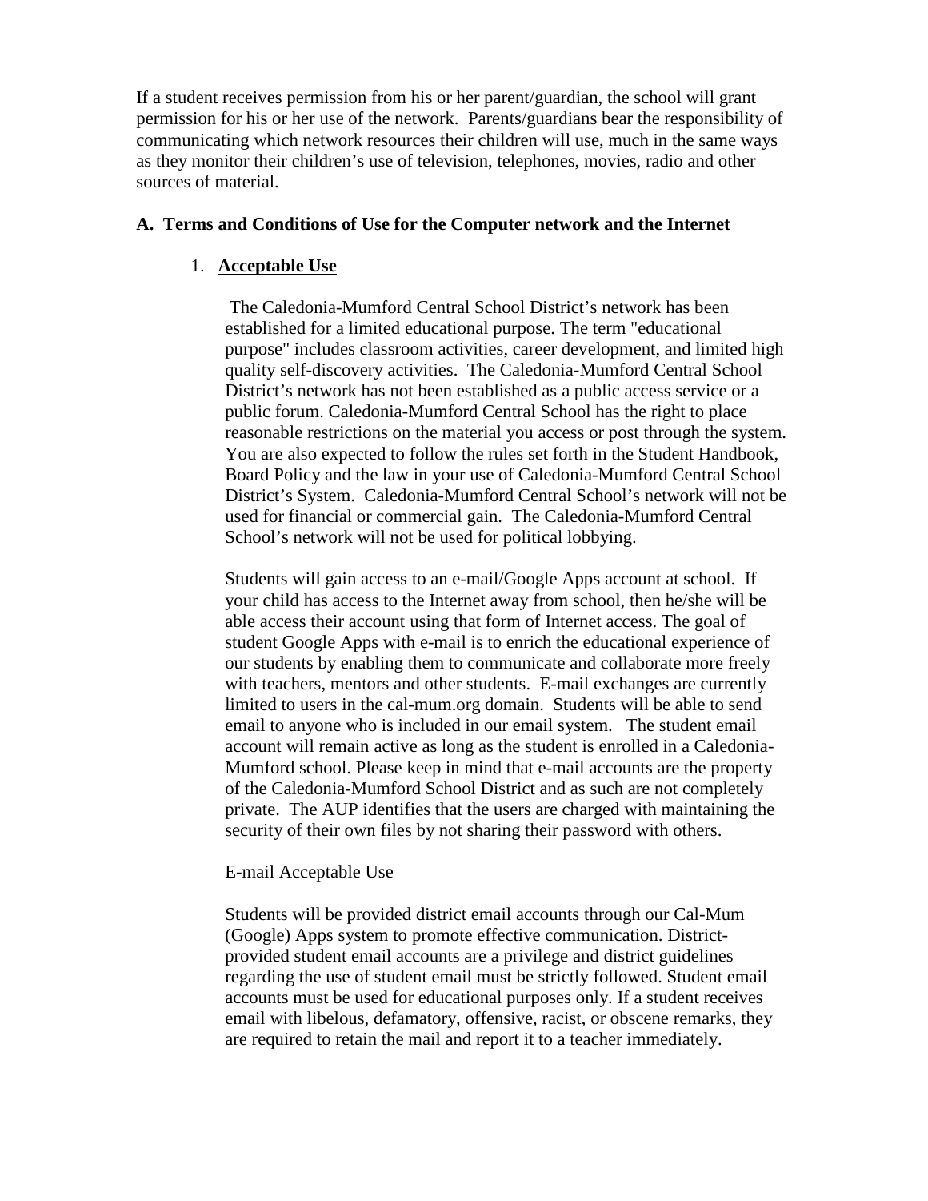If a student receives permission from his or her parent/guardian, the school will grant permission for his or her use of the network. Parents/guardians bear the responsibility of communicating which network resources their children will use, much in the same ways as they monitor their children's use of television, telephones, movies, radio and other sources of material.

### A. Terms and Conditions of Use for the Computer network and the Internet

1. **<u>Acceptable Use</u>**

   The Caledonia-Mumford Central School District's network has been established for a limited educational purpose. The term "educational purpose" includes classroom activities, career development, and limited high quality self-discovery activities. The Caledonia-Mumford Central School District's network has not been established as a public access service or a public forum. Caledonia-Mumford Central School has the right to place reasonable restrictions on the material you access or post through the system. You are also expected to follow the rules set forth in the Student Handbook, Board Policy and the law in your use of Caledonia-Mumford Central School District's System. Caledonia-Mumford Central School's network will not be used for financial or commercial gain. The Caledonia-Mumford Central School's network will not be used for political lobbying.

   Students will gain access to an e-mail/Google Apps account at school. If your child has access to the Internet away from school, then he/she will be able access their account using that form of Internet access. The goal of student Google Apps with e-mail is to enrich the educational experience of our students by enabling them to communicate and collaborate more freely with teachers, mentors and other students. E-mail exchanges are currently limited to users in the cal-mum.org domain. Students will be able to send email to anyone who is included in our email system. The student email account will remain active as long as the student is enrolled in a Caledonia-Mumford school. Please keep in mind that e-mail accounts are the property of the Caledonia-Mumford School District and as such are not completely private. The AUP identifies that the users are charged with maintaining the security of their own files by not sharing their password with others.

   E-mail Acceptable Use

   Students will be provided district email accounts through our Cal-Mum (Google) Apps system to promote effective communication. District-provided student email accounts are a privilege and district guidelines regarding the use of student email must be strictly followed. Student email accounts must be used for educational purposes only. If a student receives email with libelous, defamatory, offensive, racist, or obscene remarks, they are required to retain the mail and report it to a teacher immediately.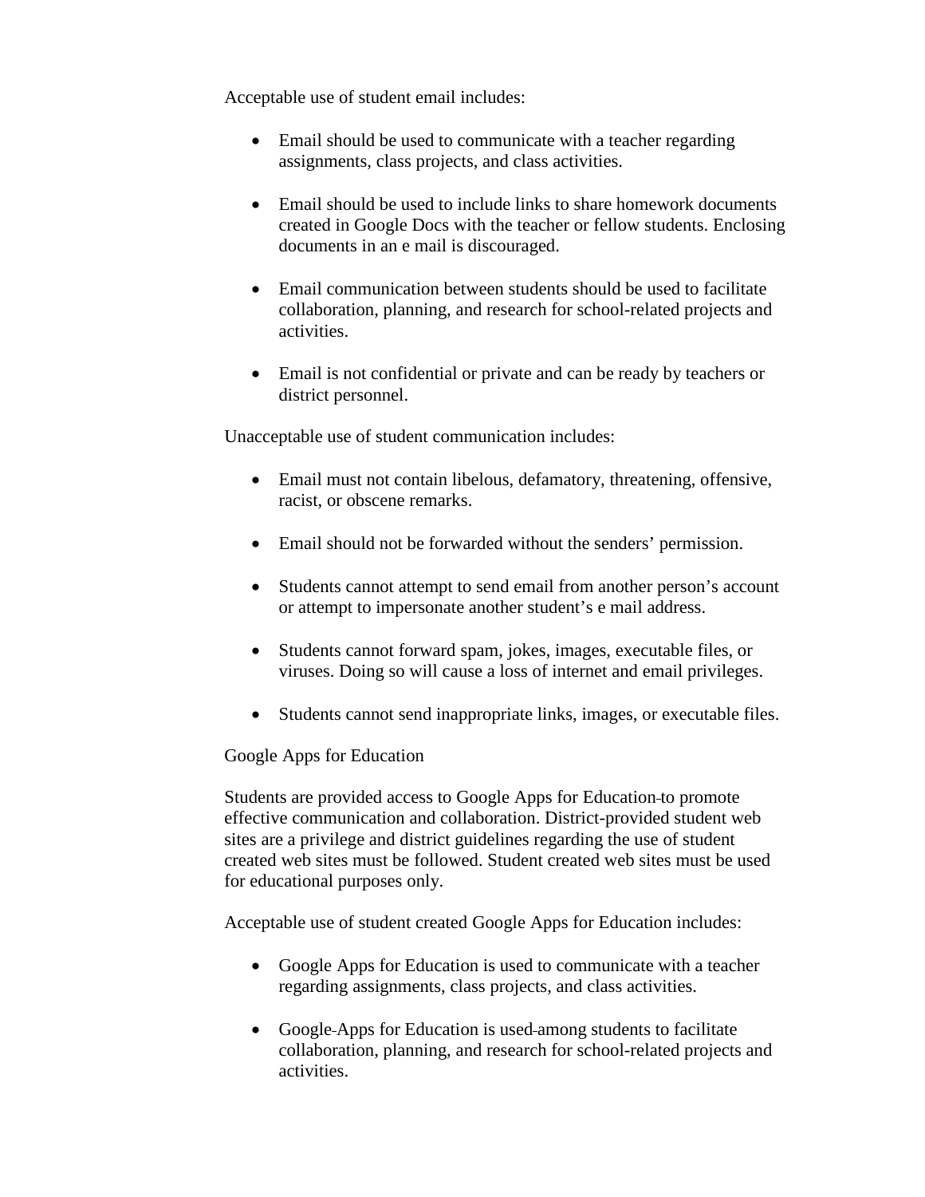Acceptable use of student email includes:

- Email should be used to communicate with a teacher regarding assignments, class projects, and class activities.

- Email should be used to include links to share homework documents created in Google Docs with the teacher or fellow students. Enclosing documents in an e mail is discouraged.

- Email communication between students should be used to facilitate collaboration, planning, and research for school-related projects and activities.

- Email is not confidential or private and can be ready by teachers or district personnel.

Unacceptable use of student communication includes:

- Email must not contain libelous, defamatory, threatening, offensive, racist, or obscene remarks.

- Email should not be forwarded without the senders' permission.

- Students cannot attempt to send email from another person's account or attempt to impersonate another student's e mail address.

- Students cannot forward spam, jokes, images, executable files, or viruses. Doing so will cause a loss of internet and email privileges.

- Students cannot send inappropriate links, images, or executable files.

Google Apps for Education

Students are provided access to Google Apps for Education to promote effective communication and collaboration. District-provided student web sites are a privilege and district guidelines regarding the use of student created web sites must be followed. Student created web sites must be used for educational purposes only.

Acceptable use of student created Google Apps for Education includes:

- Google Apps for Education is used to communicate with a teacher regarding assignments, class projects, and class activities.

- Google Apps for Education is used among students to facilitate collaboration, planning, and research for school-related projects and activities.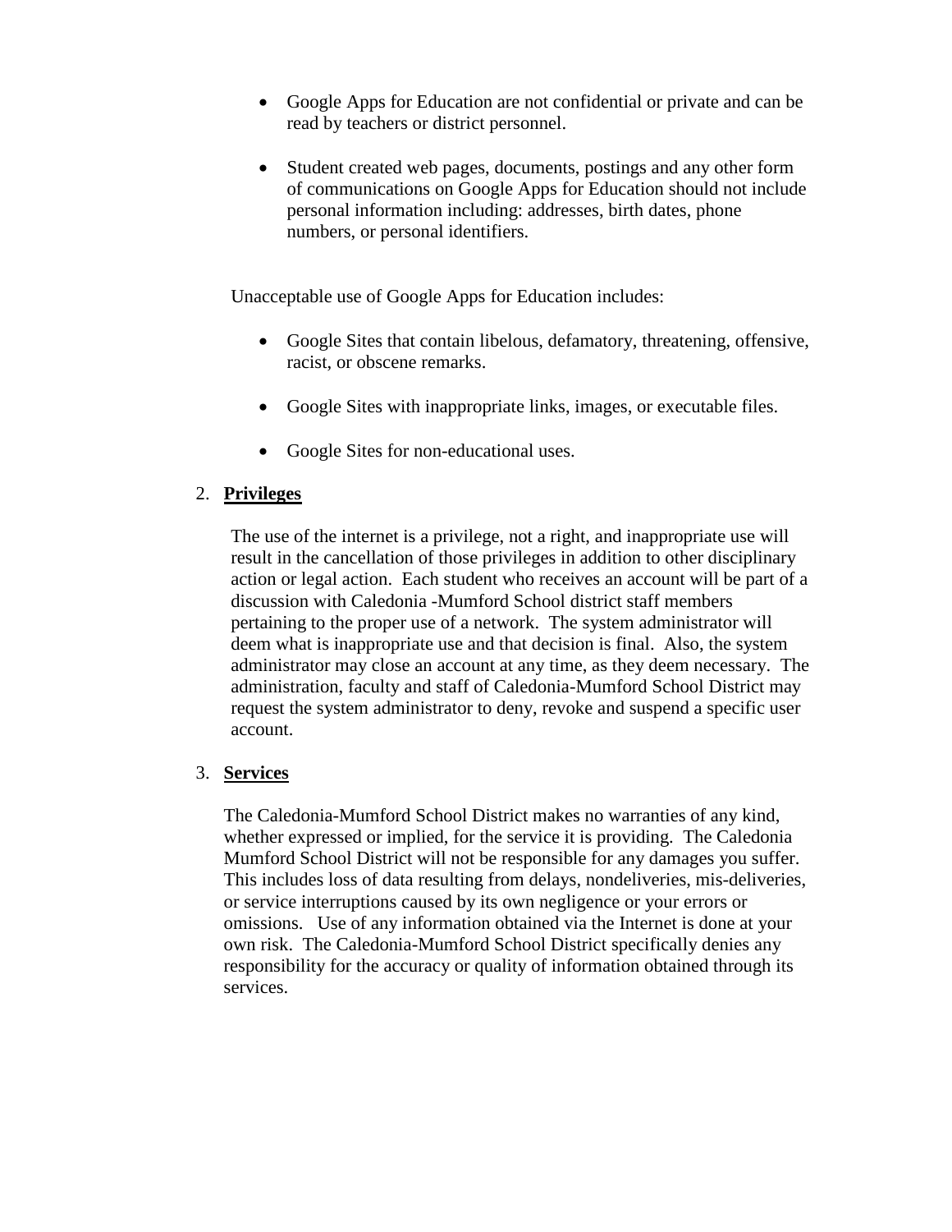- Google Apps for Education are not confidential or private and can be read by teachers or district personnel.

- Student created web pages, documents, postings and any other form of communications on Google Apps for Education should not include personal information including: addresses, birth dates, phone numbers, or personal identifiers.

Unacceptable use of Google Apps for Education includes:

- Google Sites that contain libelous, defamatory, threatening, offensive, racist, or obscene remarks.

- Google Sites with inappropriate links, images, or executable files.

- Google Sites for non-educational uses.

2. **Privileges**

   The use of the internet is a privilege, not a right, and inappropriate use will result in the cancellation of those privileges in addition to other disciplinary action or legal action. Each student who receives an account will be part of a discussion with Caledonia -Mumford School district staff members pertaining to the proper use of a network. The system administrator will deem what is inappropriate use and that decision is final. Also, the system administrator may close an account at any time, as they deem necessary. The administration, faculty and staff of Caledonia-Mumford School District may request the system administrator to deny, revoke and suspend a specific user account.

3. **Services**

   The Caledonia-Mumford School District makes no warranties of any kind, whether expressed or implied, for the service it is providing. The Caledonia Mumford School District will not be responsible for any damages you suffer. This includes loss of data resulting from delays, nondeliveries, mis-deliveries, or service interruptions caused by its own negligence or your errors or omissions. Use of any information obtained via the Internet is done at your own risk. The Caledonia-Mumford School District specifically denies any responsibility for the accuracy or quality of information obtained through its services.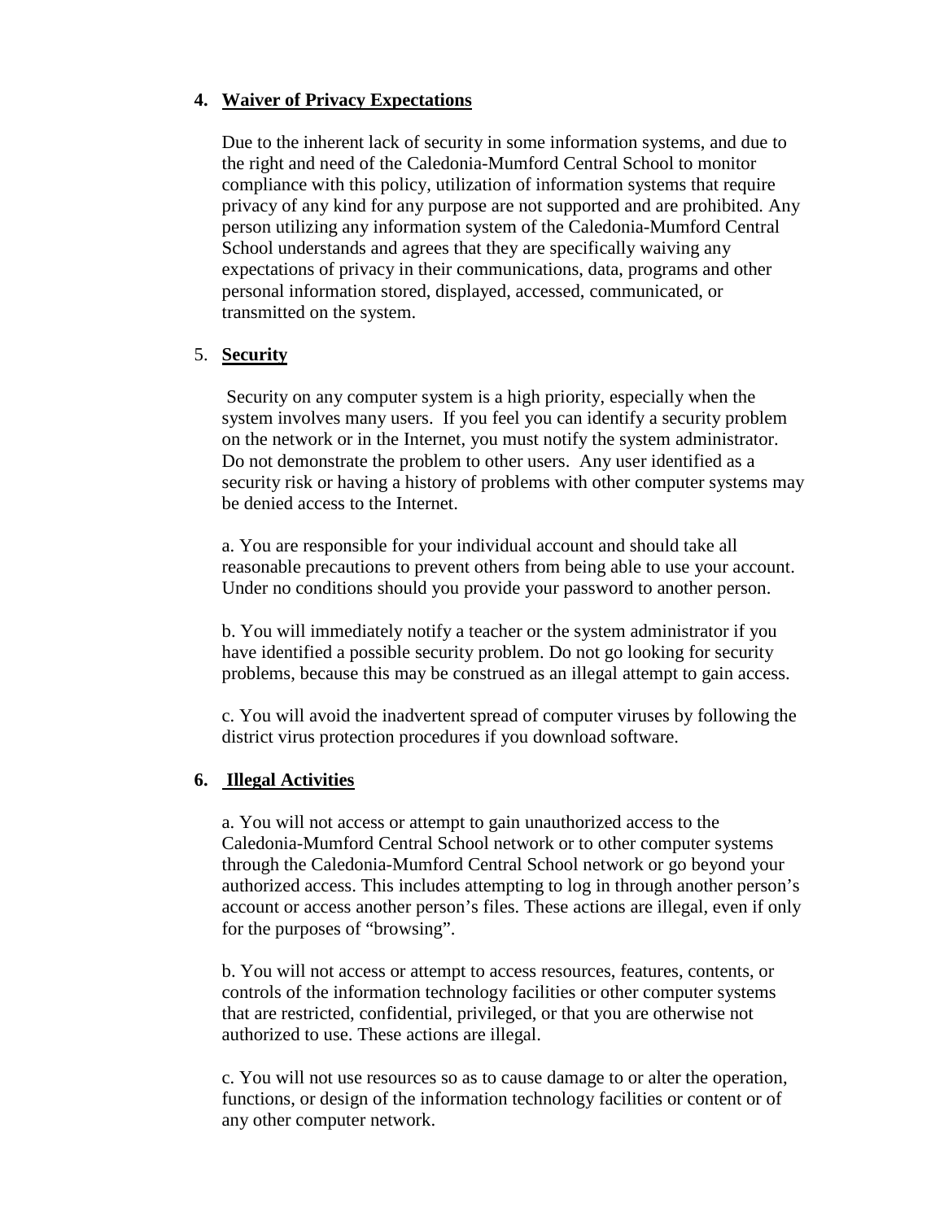**4. Waiver of Privacy Expectations**

Due to the inherent lack of security in some information systems, and due to the right and need of the Caledonia-Mumford Central School to monitor compliance with this policy, utilization of information systems that require privacy of any kind for any purpose are not supported and are prohibited. Any person utilizing any information system of the Caledonia-Mumford Central School understands and agrees that they are specifically waiving any expectations of privacy in their communications, data, programs and other personal information stored, displayed, accessed, communicated, or transmitted on the system.

5. **Security**

Security on any computer system is a high priority, especially when the system involves many users. If you feel you can identify a security problem on the network or in the Internet, you must notify the system administrator. Do not demonstrate the problem to other users. Any user identified as a security risk or having a history of problems with other computer systems may be denied access to the Internet.

a. You are responsible for your individual account and should take all reasonable precautions to prevent others from being able to use your account. Under no conditions should you provide your password to another person.

b. You will immediately notify a teacher or the system administrator if you have identified a possible security problem. Do not go looking for security problems, because this may be construed as an illegal attempt to gain access.

c. You will avoid the inadvertent spread of computer viruses by following the district virus protection procedures if you download software.

**6. Illegal Activities**

a. You will not access or attempt to gain unauthorized access to the Caledonia-Mumford Central School network or to other computer systems through the Caledonia-Mumford Central School network or go beyond your authorized access. This includes attempting to log in through another person's account or access another person's files. These actions are illegal, even if only for the purposes of "browsing".

b. You will not access or attempt to access resources, features, contents, or controls of the information technology facilities or other computer systems that are restricted, confidential, privileged, or that you are otherwise not authorized to use. These actions are illegal.

c. You will not use resources so as to cause damage to or alter the operation, functions, or design of the information technology facilities or content or of any other computer network.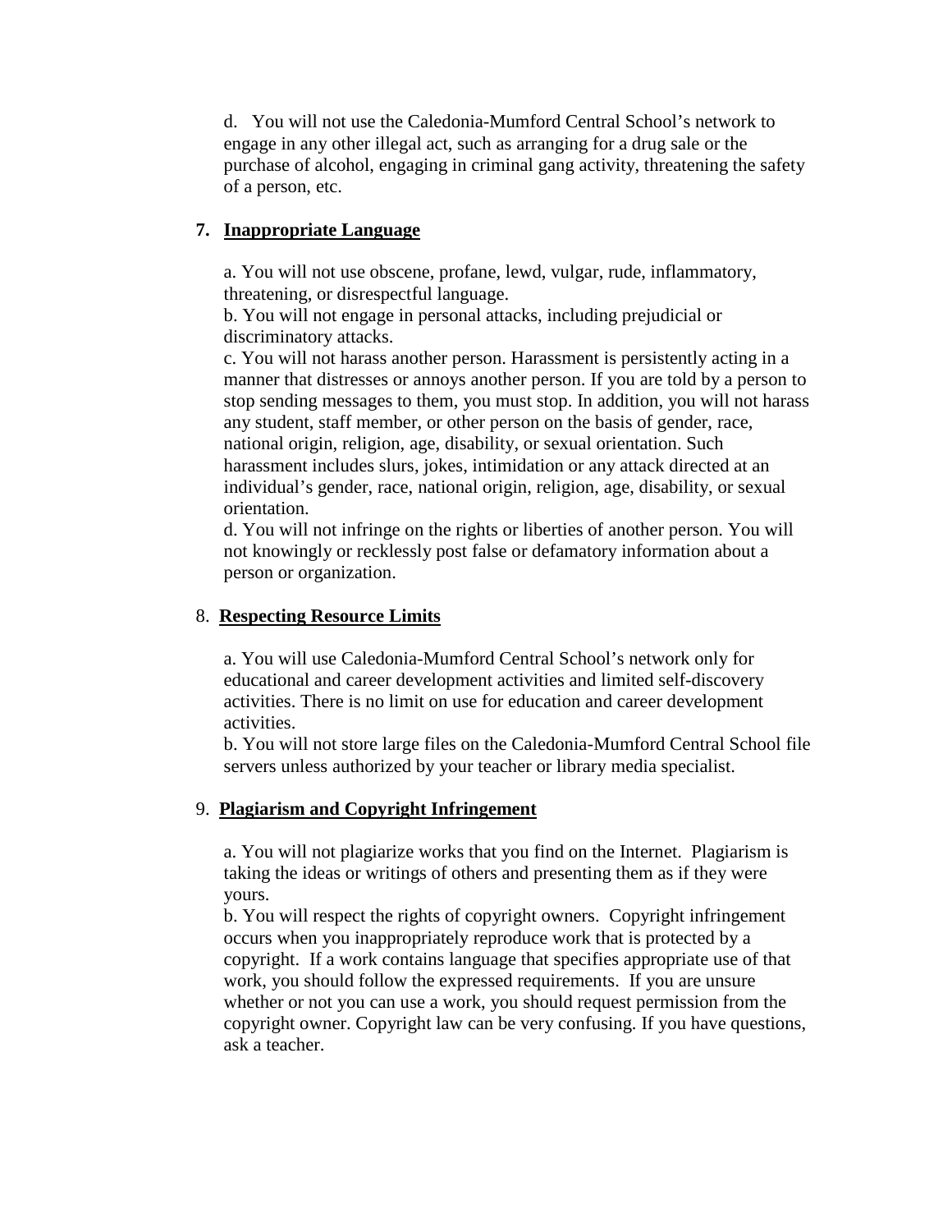d. You will not use the Caledonia-Mumford Central School's network to engage in any other illegal act, such as arranging for a drug sale or the purchase of alcohol, engaging in criminal gang activity, threatening the safety of a person, etc.

**7. Inappropriate Language**

a. You will not use obscene, profane, lewd, vulgar, rude, inflammatory, threatening, or disrespectful language.
b. You will not engage in personal attacks, including prejudicial or discriminatory attacks.
c. You will not harass another person. Harassment is persistently acting in a manner that distresses or annoys another person. If you are told by a person to stop sending messages to them, you must stop. In addition, you will not harass any student, staff member, or other person on the basis of gender, race, national origin, religion, age, disability, or sexual orientation. Such harassment includes slurs, jokes, intimidation or any attack directed at an individual's gender, race, national origin, religion, age, disability, or sexual orientation.
d. You will not infringe on the rights or liberties of another person. You will not knowingly or recklessly post false or defamatory information about a person or organization.

8. **Respecting Resource Limits**

a. You will use Caledonia-Mumford Central School's network only for educational and career development activities and limited self-discovery activities. There is no limit on use for education and career development activities.
b. You will not store large files on the Caledonia-Mumford Central School file servers unless authorized by your teacher or library media specialist.

9. **Plagiarism and Copyright Infringement**

a. You will not plagiarize works that you find on the Internet. Plagiarism is taking the ideas or writings of others and presenting them as if they were yours.
b. You will respect the rights of copyright owners. Copyright infringement occurs when you inappropriately reproduce work that is protected by a copyright. If a work contains language that specifies appropriate use of that work, you should follow the expressed requirements. If you are unsure whether or not you can use a work, you should request permission from the copyright owner. Copyright law can be very confusing. If you have questions, ask a teacher.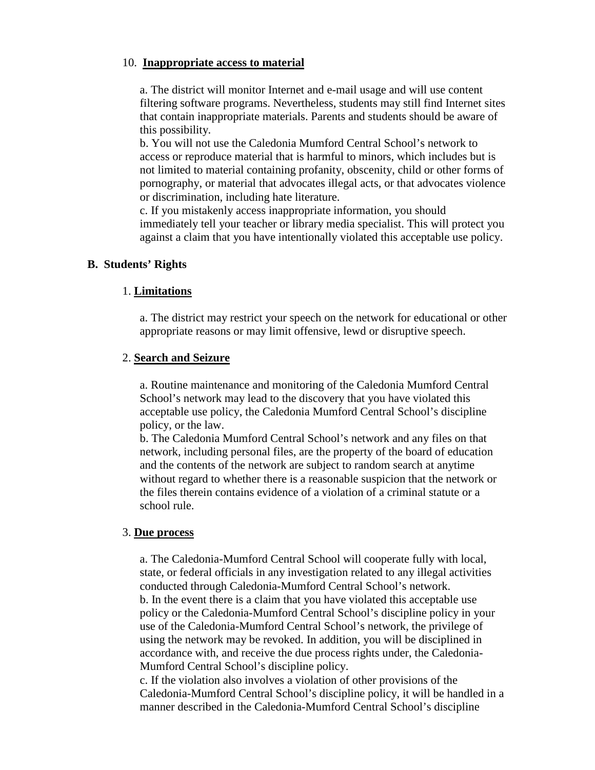10. **Inappropriate access to material**

a. The district will monitor Internet and e-mail usage and will use content filtering software programs. Nevertheless, students may still find Internet sites that contain inappropriate materials. Parents and students should be aware of this possibility.
b. You will not use the Caledonia Mumford Central School's network to access or reproduce material that is harmful to minors, which includes but is not limited to material containing profanity, obscenity, child or other forms of pornography, or material that advocates illegal acts, or that advocates violence or discrimination, including hate literature.
c. If you mistakenly access inappropriate information, you should immediately tell your teacher or library media specialist. This will protect you against a claim that you have intentionally violated this acceptable use policy.

## B. Students' Rights

1. **Limitations**

a. The district may restrict your speech on the network for educational or other appropriate reasons or may limit offensive, lewd or disruptive speech.

2. **Search and Seizure**

a. Routine maintenance and monitoring of the Caledonia Mumford Central School's network may lead to the discovery that you have violated this acceptable use policy, the Caledonia Mumford Central School's discipline policy, or the law.
b. The Caledonia Mumford Central School's network and any files on that network, including personal files, are the property of the board of education and the contents of the network are subject to random search at anytime without regard to whether there is a reasonable suspicion that the network or the files therein contains evidence of a violation of a criminal statute or a school rule.

3. **Due process**

a. The Caledonia-Mumford Central School will cooperate fully with local, state, or federal officials in any investigation related to any illegal activities conducted through Caledonia-Mumford Central School's network.
b. In the event there is a claim that you have violated this acceptable use policy or the Caledonia-Mumford Central School's discipline policy in your use of the Caledonia-Mumford Central School's network, the privilege of using the network may be revoked. In addition, you will be disciplined in accordance with, and receive the due process rights under, the Caledonia-Mumford Central School's discipline policy.
c. If the violation also involves a violation of other provisions of the Caledonia-Mumford Central School's discipline policy, it will be handled in a manner described in the Caledonia-Mumford Central School's discipline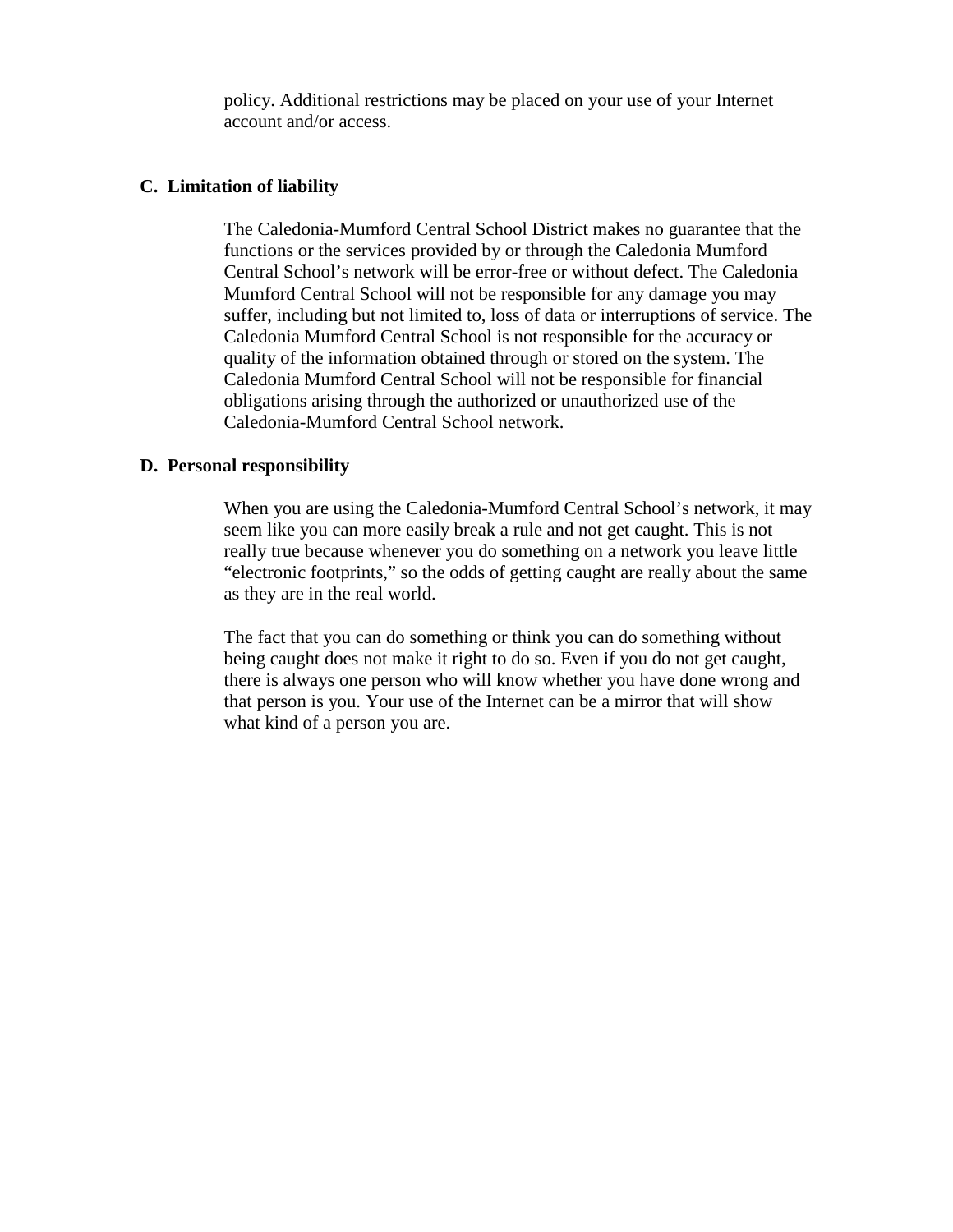policy. Additional restrictions may be placed on your use of your Internet account and/or access.

**C. Limitation of liability**

The Caledonia-Mumford Central School District makes no guarantee that the functions or the services provided by or through the Caledonia Mumford Central School's network will be error-free or without defect. The Caledonia Mumford Central School will not be responsible for any damage you may suffer, including but not limited to, loss of data or interruptions of service. The Caledonia Mumford Central School is not responsible for the accuracy or quality of the information obtained through or stored on the system. The Caledonia Mumford Central School will not be responsible for financial obligations arising through the authorized or unauthorized use of the Caledonia-Mumford Central School network.

**D. Personal responsibility**

When you are using the Caledonia-Mumford Central School's network, it may seem like you can more easily break a rule and not get caught. This is not really true because whenever you do something on a network you leave little "electronic footprints," so the odds of getting caught are really about the same as they are in the real world.

The fact that you can do something or think you can do something without being caught does not make it right to do so. Even if you do not get caught, there is always one person who will know whether you have done wrong and that person is you. Your use of the Internet can be a mirror that will show what kind of a person you are.